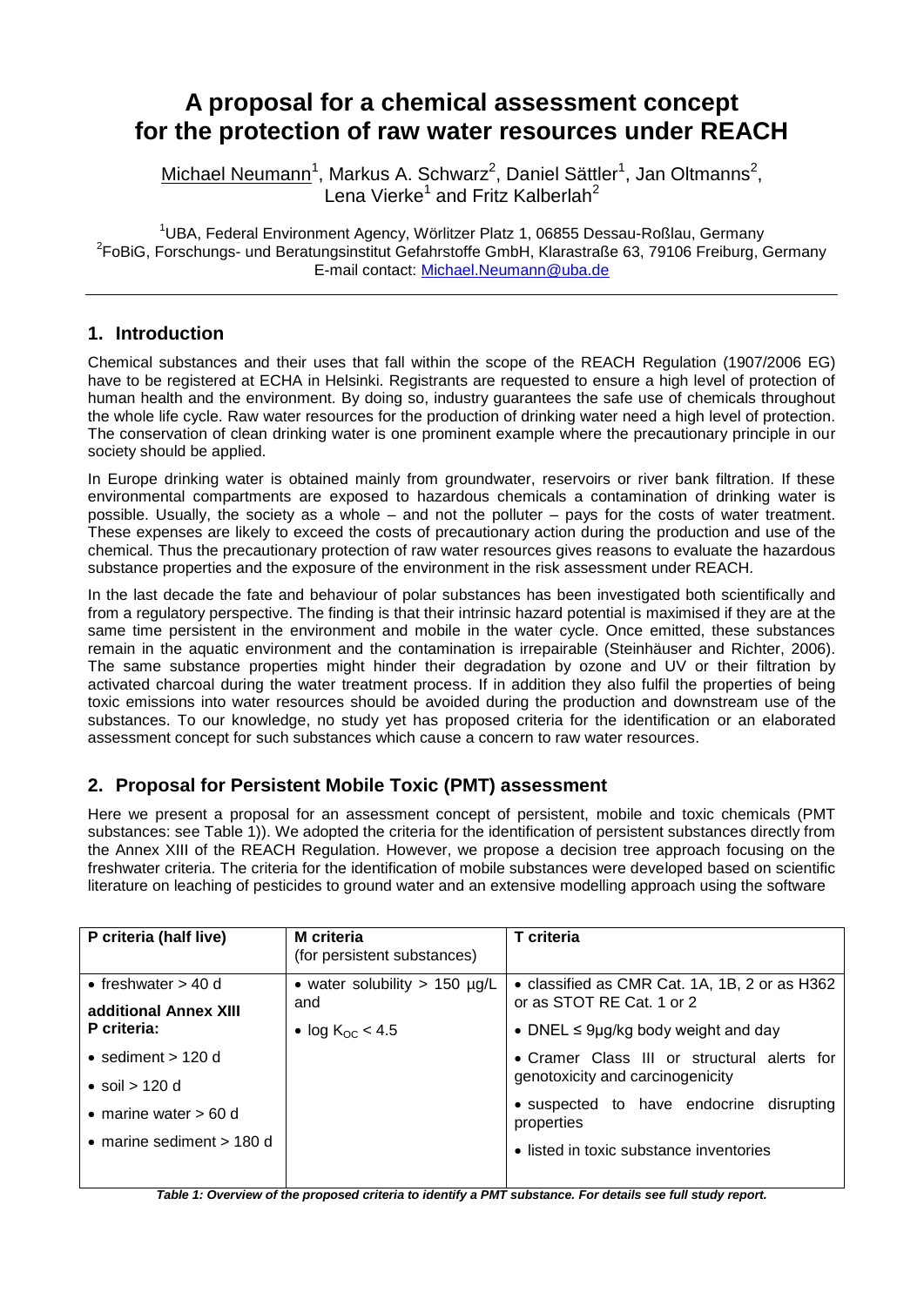# A proposal for a chemical assessment concept for the protection of raw water resources under REACH

Michael Neumann[1], Markus A. Schwarz[2], Daniel Sättler[1], Jan Oltmanns[2], Lena Vierke[1] and Fritz Kalberlah[2]

[1]UBA, Federal Environment Agency, Wörlitzer Platz 1, 06855 Dessau-Roßlau, Germany
[2]FoBiG, Forschungs- und Beratungsinstitut Gefahrstoffe GmbH, Klarastraße 63, 79106 Freiburg, Germany
E-mail contact: Michael.Neumann@uba.de

## 1. Introduction

Chemical substances and their uses that fall within the scope of the REACH Regulation (1907/2006 EG) have to be registered at ECHA in Helsinki. Registrants are requested to ensure a high level of protection of human health and the environment. By doing so, industry guarantees the safe use of chemicals throughout the whole life cycle. Raw water resources for the production of drinking water need a high level of protection. The conservation of clean drinking water is one prominent example where the precautionary principle in our society should be applied.

In Europe drinking water is obtained mainly from groundwater, reservoirs or river bank filtration. If these environmental compartments are exposed to hazardous chemicals a contamination of drinking water is possible. Usually, the society as a whole – and not the polluter – pays for the costs of water treatment. These expenses are likely to exceed the costs of precautionary action during the production and use of the chemical. Thus the precautionary protection of raw water resources gives reasons to evaluate the hazardous substance properties and the exposure of the environment in the risk assessment under REACH.

In the last decade the fate and behaviour of polar substances has been investigated both scientifically and from a regulatory perspective. The finding is that their intrinsic hazard potential is maximised if they are at the same time persistent in the environment and mobile in the water cycle. Once emitted, these substances remain in the aquatic environment and the contamination is irrepairable (Steinhäuser and Richter, 2006). The same substance properties might hinder their degradation by ozone and UV or their filtration by activated charcoal during the water treatment process. If in addition they also fulfil the properties of being toxic emissions into water resources should be avoided during the production and downstream use of the substances. To our knowledge, no study yet has proposed criteria for the identification or an elaborated assessment concept for such substances which cause a concern to raw water resources.

## 2. Proposal for Persistent Mobile Toxic (PMT) assessment

Here we present a proposal for an assessment concept of persistent, mobile and toxic chemicals (PMT substances: see Table 1)). We adopted the criteria for the identification of persistent substances directly from the Annex XIII of the REACH Regulation. However, we propose a decision tree approach focusing on the freshwater criteria. The criteria for the identification of mobile substances were developed based on scientific literature on leaching of pesticides to ground water and an extensive modelling approach using the software

| P criteria (half live) | M criteria (for persistent substances) | T criteria |
|---|---|---|
| • freshwater > 40 d<br>**additional Annex XIII P criteria:**<br>• sediment > 120 d<br>• soil > 120 d<br>• marine water > 60 d<br>• marine sediment > 180 d | • water solubility > 150 µg/L and<br>• log $K_{OC}$ < 4.5 | • classified as CMR Cat. 1A, 1B, 2 or as H362 or as STOT RE Cat. 1 or 2<br>• DNEL ≤ 9µg/kg body weight and day<br>• Cramer Class III or structural alerts for genotoxicity and carcinogenicity<br>• suspected to have endocrine disrupting properties<br>• listed in toxic substance inventories |

***Table 1: Overview of the proposed criteria to identify a PMT substance. For details see full study report.***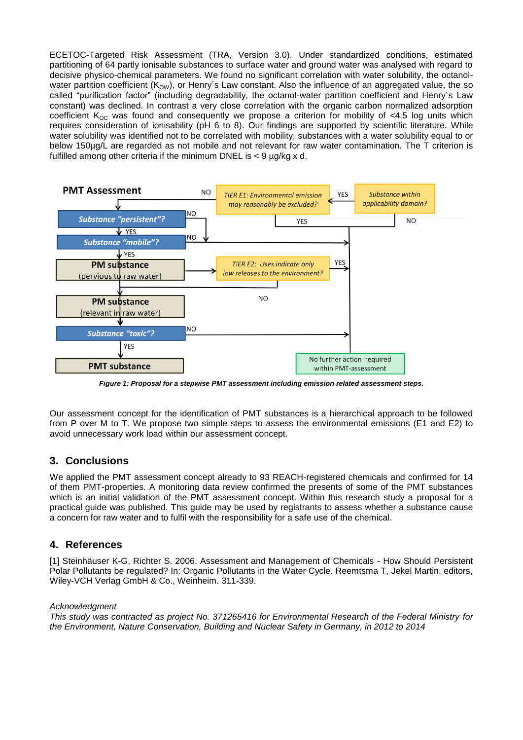ECETOC-Targeted Risk Assessment (TRA, Version 3.0). Under standardized conditions, estimated partitioning of 64 partly ionisable substances to surface water and ground water was analysed with regard to decisive physico-chemical parameters. We found no significant correlation with water solubility, the octanol-water partition coefficient ($K_{OW}$), or Henry´s Law constant. Also the influence of an aggregated value, the so called "purification factor" (including degradability, the octanol-water partition coefficient and Henry´s Law constant) was declined. In contrast a very close correlation with the organic carbon normalized adsorption coefficient $K_{OC}$ was found and consequently we propose a criterion for mobility of <4.5 log units which requires consideration of ionisability (pH 6 to 8). Our findings are supported by scientific literature. While water solubility was identified not to be correlated with mobility, substances with a water solubility equal to or below 150µg/L are regarded as not mobile and not relevant for raw water contamination. The T criterion is fulfilled among other criteria if the minimum DNEL is < 9 µg/kg x d.

PMT Assessment

NO

TIER E1: Environmental emission may reasonably be excluded?

YES

Substance within applicability domain?

Substance "persistent"?

NO

YES

NO

Substance "mobile"?

NO

YES

PM substance (pervious to raw water)

TIER E2: Uses indicate only low releases to the environment?

YES

NO

PM substance (relevant in raw water)

Substance "toxic"?

NO

YES

PMT substance

No further action required within PMT-assessment

***Figure 1: Proposal for a stepwise PMT assessment including emission related assessment steps.***

Our assessment concept for the identification of PMT substances is a hierarchical approach to be followed from P over M to T. We propose two simple steps to assess the environmental emissions (E1 and E2) to avoid unnecessary work load within our assessment concept.

## 3. Conclusions

We applied the PMT assessment concept already to 93 REACH-registered chemicals and confirmed for 14 of them PMT-properties. A monitoring data review confirmed the presents of some of the PMT substances which is an initial validation of the PMT assessment concept. Within this research study a proposal for a practical guide was published. This guide may be used by registrants to assess whether a substance cause a concern for raw water and to fulfil with the responsibility for a safe use of the chemical.

## 4. References

[1] Steinhäuser K-G, Richter S. 2006. Assessment and Management of Chemicals - How Should Persistent Polar Pollutants be regulated? In: Organic Pollutants in the Water Cycle. Reemtsma T, Jekel Martin, editors, Wiley-VCH Verlag GmbH & Co., Weinheim. 311-339.

*Acknowledgment*

*This study was contracted as project No. 371265416 for Environmental Research of the Federal Ministry for the Environment, Nature Conservation, Building and Nuclear Safety in Germany, in 2012 to 2014*